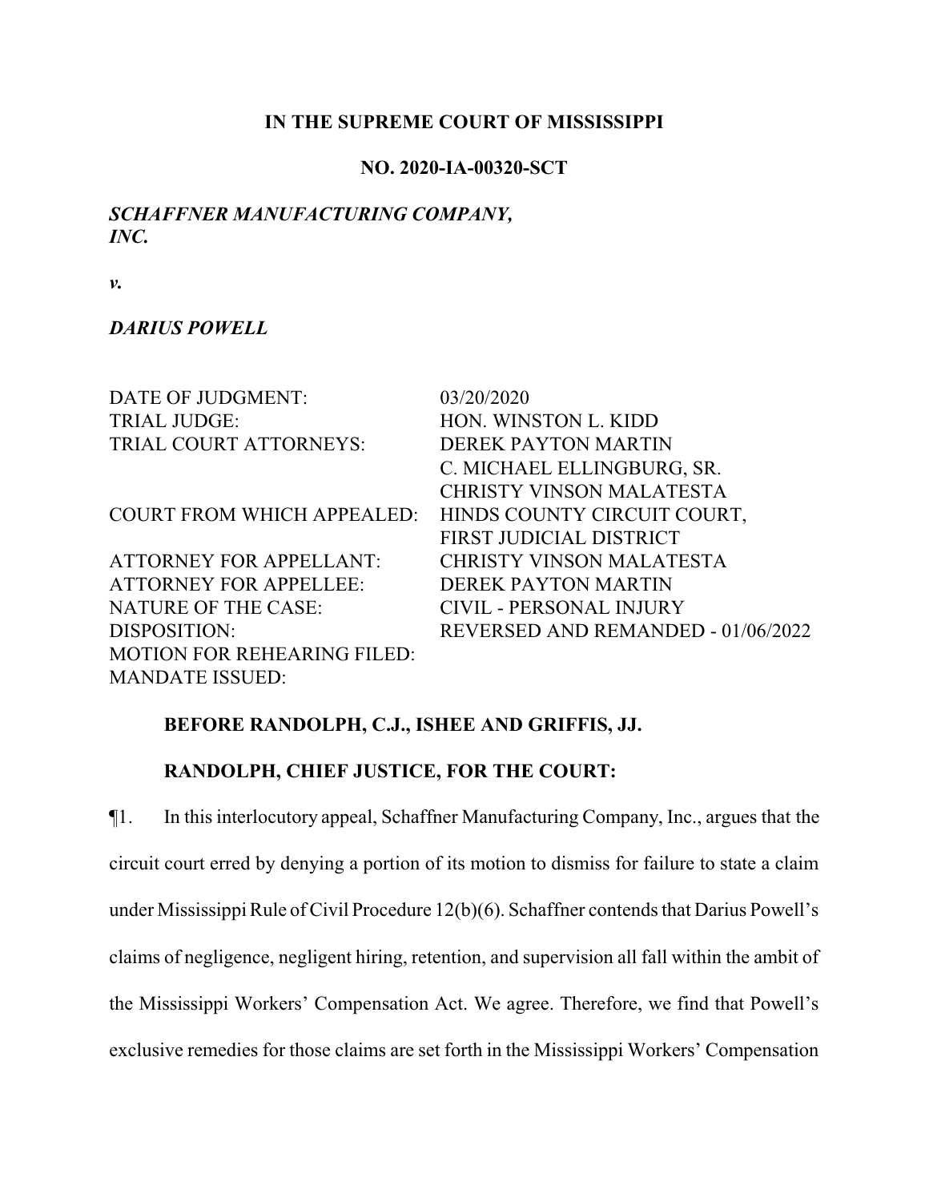**IN THE SUPREME COURT OF MISSISSIPPI**

**NO. 2020-IA-00320-SCT**

***SCHAFFNER MANUFACTURING COMPANY, INC.***

***v.***

***DARIUS POWELL***

| | |
|---|---|
| DATE OF JUDGMENT: | 03/20/2020 |
| TRIAL JUDGE: | HON. WINSTON L. KIDD |
| TRIAL COURT ATTORNEYS: | DEREK PAYTON MARTIN<br>C. MICHAEL ELLINGBURG, SR.<br>CHRISTY VINSON MALATESTA |
| COURT FROM WHICH APPEALED: | HINDS COUNTY CIRCUIT COURT, FIRST JUDICIAL DISTRICT |
| ATTORNEY FOR APPELLANT: | CHRISTY VINSON MALATESTA |
| ATTORNEY FOR APPELLEE: | DEREK PAYTON MARTIN |
| NATURE OF THE CASE: | CIVIL - PERSONAL INJURY |
| DISPOSITION: | REVERSED AND REMANDED - 01/06/2022 |
| MOTION FOR REHEARING FILED: | |
| MANDATE ISSUED: | |

**BEFORE RANDOLPH, C.J., ISHEE AND GRIFFIS, JJ.**

**RANDOLPH, CHIEF JUSTICE, FOR THE COURT:**

¶1. In this interlocutory appeal, Schaffner Manufacturing Company, Inc., argues that the circuit court erred by denying a portion of its motion to dismiss for failure to state a claim under Mississippi Rule of Civil Procedure 12(b)(6). Schaffner contends that Darius Powell's claims of negligence, negligent hiring, retention, and supervision all fall within the ambit of the Mississippi Workers' Compensation Act. We agree. Therefore, we find that Powell's exclusive remedies for those claims are set forth in the Mississippi Workers' Compensation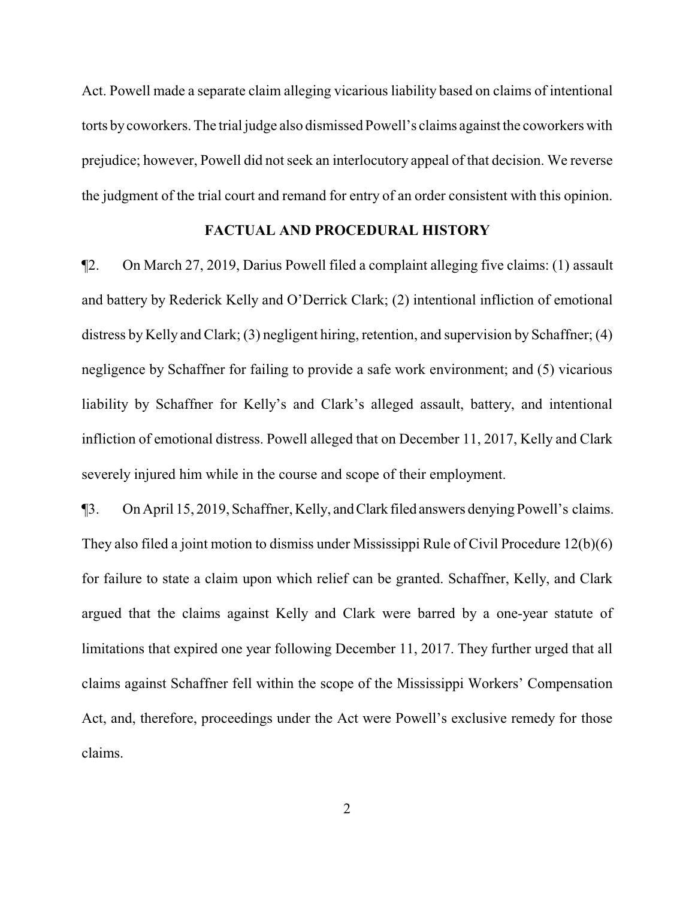Act. Powell made a separate claim alleging vicarious liability based on claims of intentional torts by coworkers. The trial judge also dismissed Powell's claims against the coworkers with prejudice; however, Powell did not seek an interlocutory appeal of that decision. We reverse the judgment of the trial court and remand for entry of an order consistent with this opinion.

## FACTUAL AND PROCEDURAL HISTORY

¶2. On March 27, 2019, Darius Powell filed a complaint alleging five claims: (1) assault and battery by Rederick Kelly and O'Derrick Clark; (2) intentional infliction of emotional distress by Kelly and Clark; (3) negligent hiring, retention, and supervision by Schaffner; (4) negligence by Schaffner for failing to provide a safe work environment; and (5) vicarious liability by Schaffner for Kelly's and Clark's alleged assault, battery, and intentional infliction of emotional distress. Powell alleged that on December 11, 2017, Kelly and Clark severely injured him while in the course and scope of their employment.

¶3. On April 15, 2019, Schaffner, Kelly, and Clark filed answers denying Powell's claims. They also filed a joint motion to dismiss under Mississippi Rule of Civil Procedure 12(b)(6) for failure to state a claim upon which relief can be granted. Schaffner, Kelly, and Clark argued that the claims against Kelly and Clark were barred by a one-year statute of limitations that expired one year following December 11, 2017. They further urged that all claims against Schaffner fell within the scope of the Mississippi Workers' Compensation Act, and, therefore, proceedings under the Act were Powell's exclusive remedy for those claims.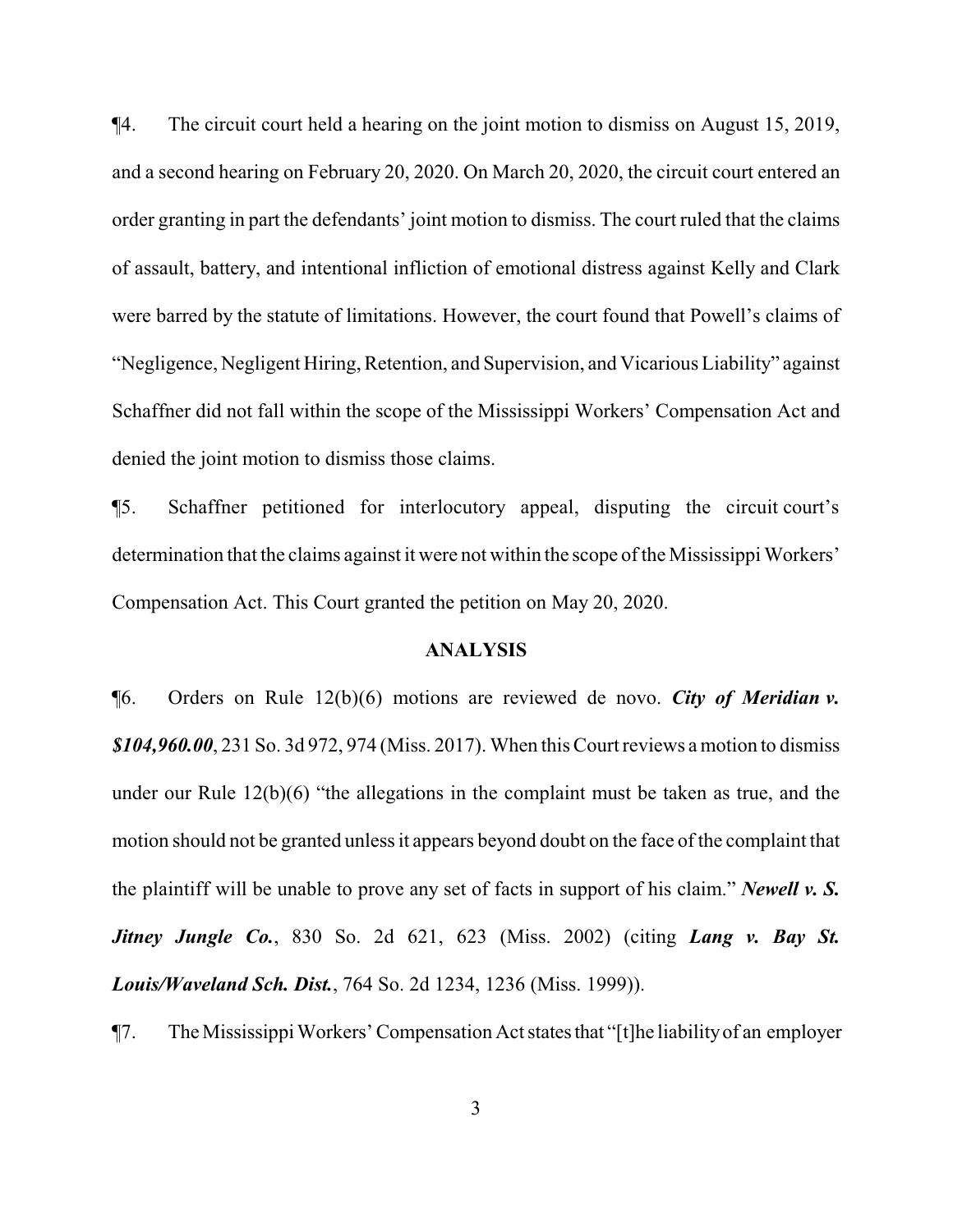¶4. The circuit court held a hearing on the joint motion to dismiss on August 15, 2019, and a second hearing on February 20, 2020. On March 20, 2020, the circuit court entered an order granting in part the defendants' joint motion to dismiss. The court ruled that the claims of assault, battery, and intentional infliction of emotional distress against Kelly and Clark were barred by the statute of limitations. However, the court found that Powell's claims of "Negligence, Negligent Hiring, Retention, and Supervision, and Vicarious Liability" against Schaffner did not fall within the scope of the Mississippi Workers' Compensation Act and denied the joint motion to dismiss those claims.

¶5. Schaffner petitioned for interlocutory appeal, disputing the circuit court's determination that the claims against it were not within the scope of the Mississippi Workers' Compensation Act. This Court granted the petition on May 20, 2020.

## ANALYSIS

¶6. Orders on Rule 12(b)(6) motions are reviewed de novo. ***City of Meridian v. $104,960.00***, 231 So. 3d 972, 974 (Miss. 2017). When this Court reviews a motion to dismiss under our Rule 12(b)(6) "the allegations in the complaint must be taken as true, and the motion should not be granted unless it appears beyond doubt on the face of the complaint that the plaintiff will be unable to prove any set of facts in support of his claim." ***Newell v. S. Jitney Jungle Co.***, 830 So. 2d 621, 623 (Miss. 2002) (citing ***Lang v. Bay St. Louis/Waveland Sch. Dist.***, 764 So. 2d 1234, 1236 (Miss. 1999)).

¶7. The Mississippi Workers' Compensation Act states that "[t]he liability of an employer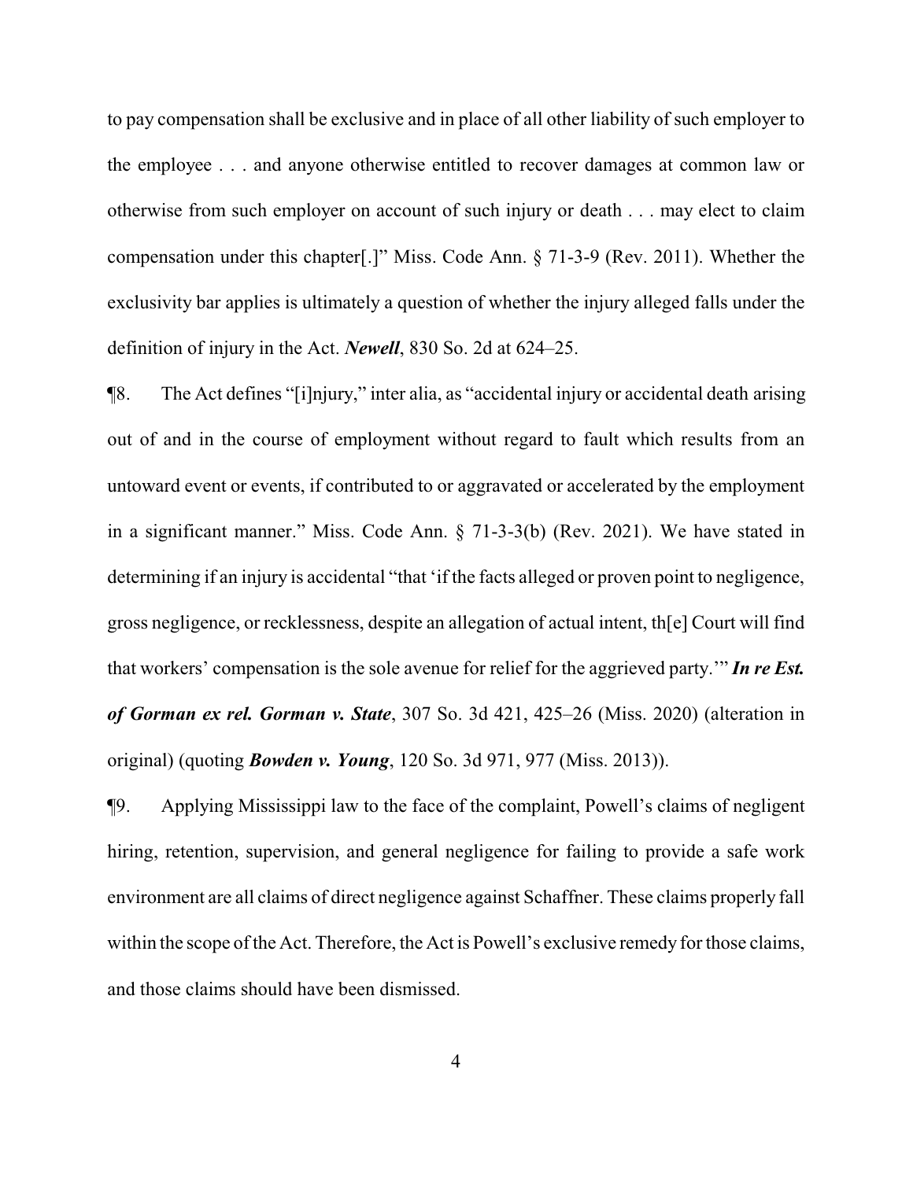to pay compensation shall be exclusive and in place of all other liability of such employer to the employee . . . and anyone otherwise entitled to recover damages at common law or otherwise from such employer on account of such injury or death . . . may elect to claim compensation under this chapter[.]" Miss. Code Ann. § 71-3-9 (Rev. 2011). Whether the exclusivity bar applies is ultimately a question of whether the injury alleged falls under the definition of injury in the Act. ***Newell***, 830 So. 2d at 624–25.

¶8. The Act defines "[i]njury," inter alia, as "accidental injury or accidental death arising out of and in the course of employment without regard to fault which results from an untoward event or events, if contributed to or aggravated or accelerated by the employment in a significant manner." Miss. Code Ann. § 71-3-3(b) (Rev. 2021). We have stated in determining if an injury is accidental "that 'if the facts alleged or proven point to negligence, gross negligence, or recklessness, despite an allegation of actual intent, th[e] Court will find that workers' compensation is the sole avenue for relief for the aggrieved party.'" ***In re Est. of Gorman ex rel. Gorman v. State***, 307 So. 3d 421, 425–26 (Miss. 2020) (alteration in original) (quoting ***Bowden v. Young***, 120 So. 3d 971, 977 (Miss. 2013)).

¶9. Applying Mississippi law to the face of the complaint, Powell's claims of negligent hiring, retention, supervision, and general negligence for failing to provide a safe work environment are all claims of direct negligence against Schaffner. These claims properly fall within the scope of the Act. Therefore, the Act is Powell's exclusive remedy for those claims, and those claims should have been dismissed.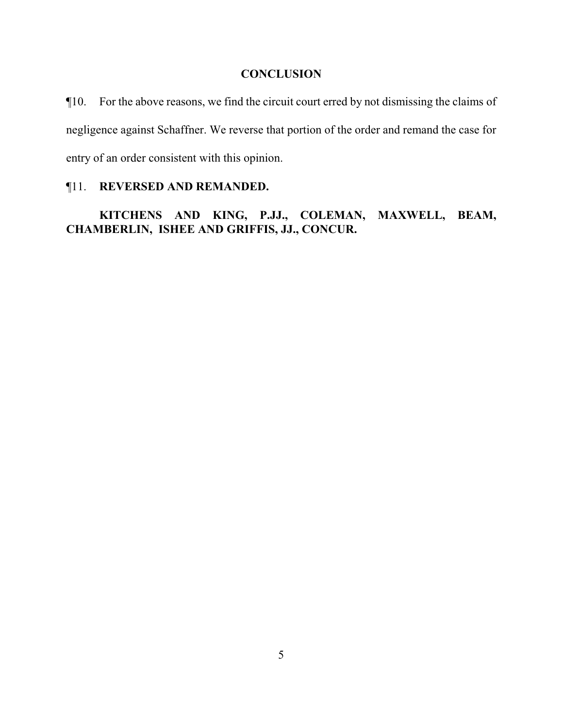## CONCLUSION

¶10. For the above reasons, we find the circuit court erred by not dismissing the claims of negligence against Schaffner. We reverse that portion of the order and remand the case for entry of an order consistent with this opinion.

¶11. **REVERSED AND REMANDED.**

**KITCHENS AND KING, P.JJ., COLEMAN, MAXWELL, BEAM, CHAMBERLIN, ISHEE AND GRIFFIS, JJ., CONCUR.**